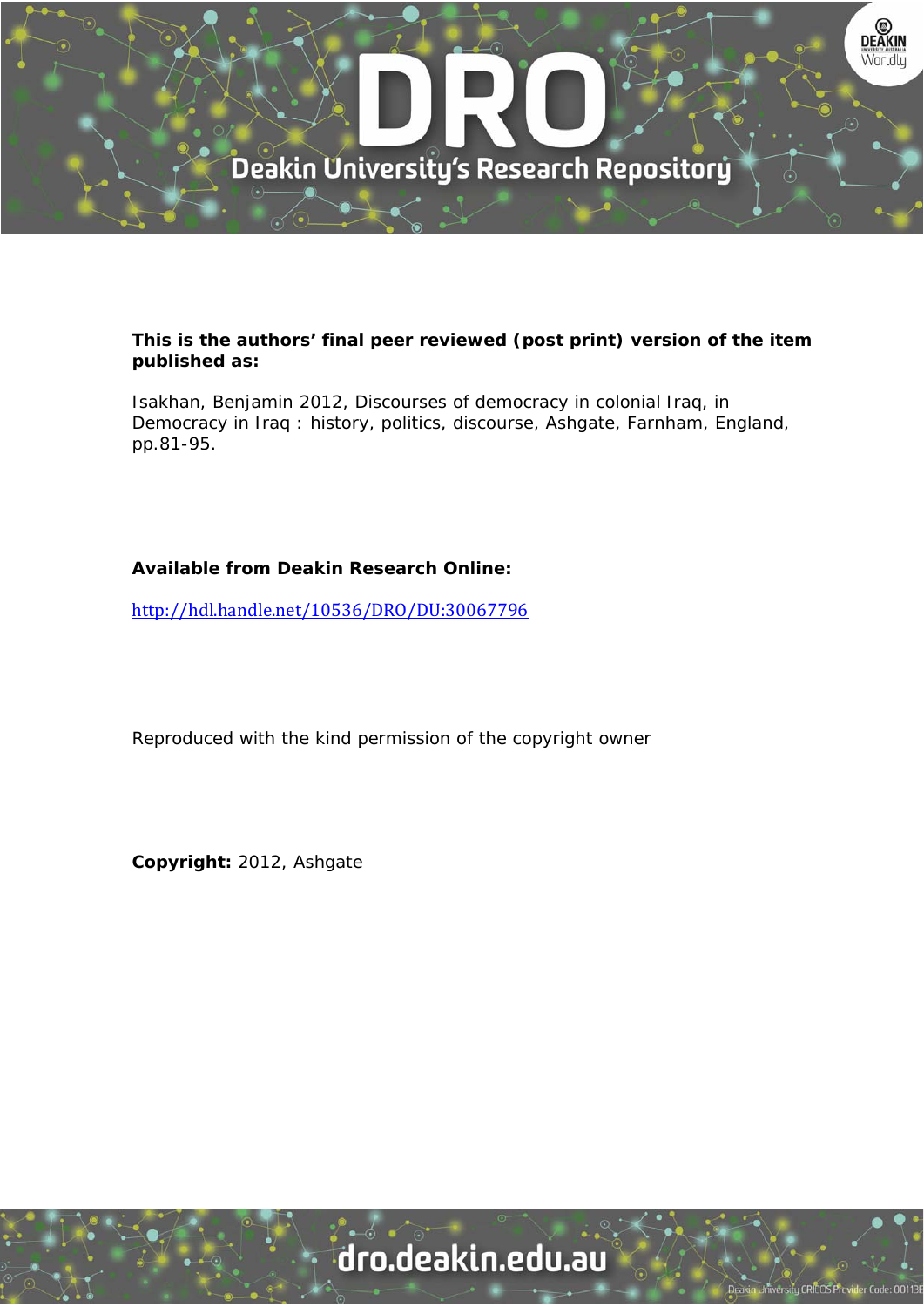**This is the authors' final peer reviewed (post print) version of the item published as:**

Isakhan, Benjamin 2012, Discourses of democracy in colonial Iraq, in Democracy in Iraq : history, politics, discourse, Ashgate, Farnham, England, pp.81-95.

**Available from Deakin Research Online:**

http://hdl.handle.net/10536/DRO/DU:30067796

Reproduced with the kind permission of the copyright owner

**Copyright:** 2012, Ashgate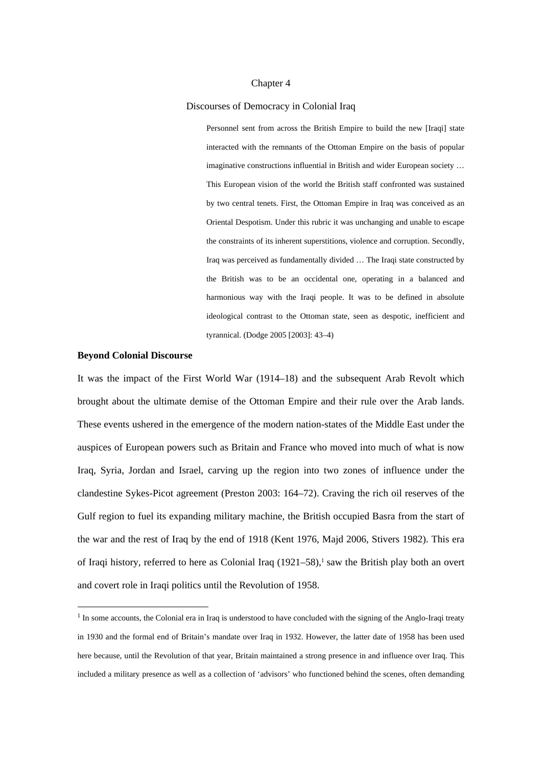# Chapter 4

## Discourses of Democracy in Colonial Iraq

> Personnel sent from across the British Empire to build the new [Iraqi] state interacted with the remnants of the Ottoman Empire on the basis of popular imaginative constructions influential in British and wider European society … This European vision of the world the British staff confronted was sustained by two central tenets. First, the Ottoman Empire in Iraq was conceived as an Oriental Despotism. Under this rubric it was unchanging and unable to escape the constraints of its inherent superstitions, violence and corruption. Secondly, Iraq was perceived as fundamentally divided … The Iraqi state constructed by the British was to be an occidental one, operating in a balanced and harmonious way with the Iraqi people. It was to be defined in absolute ideological contrast to the Ottoman state, seen as despotic, inefficient and tyrannical. (Dodge 2005 [2003]: 43–4)

### Beyond Colonial Discourse

It was the impact of the First World War (1914–18) and the subsequent Arab Revolt which brought about the ultimate demise of the Ottoman Empire and their rule over the Arab lands. These events ushered in the emergence of the modern nation-states of the Middle East under the auspices of European powers such as Britain and France who moved into much of what is now Iraq, Syria, Jordan and Israel, carving up the region into two zones of influence under the clandestine Sykes-Picot agreement (Preston 2003: 164–72). Craving the rich oil reserves of the Gulf region to fuel its expanding military machine, the British occupied Basra from the start of the war and the rest of Iraq by the end of 1918 (Kent 1976, Majd 2006, Stivers 1982). This era of Iraqi history, referred to here as Colonial Iraq (1921–58),[1] saw the British play both an overt and covert role in Iraqi politics until the Revolution of 1958.

---

[1] In some accounts, the Colonial era in Iraq is understood to have concluded with the signing of the Anglo-Iraqi treaty in 1930 and the formal end of Britain's mandate over Iraq in 1932. However, the latter date of 1958 has been used here because, until the Revolution of that year, Britain maintained a strong presence in and influence over Iraq. This included a military presence as well as a collection of 'advisors' who functioned behind the scenes, often demanding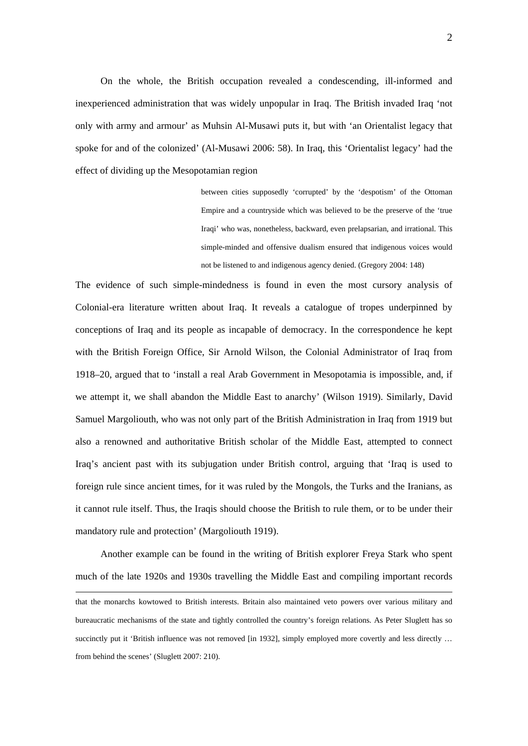On the whole, the British occupation revealed a condescending, ill-informed and inexperienced administration that was widely unpopular in Iraq. The British invaded Iraq 'not only with army and armour' as Muhsin Al-Musawi puts it, but with 'an Orientalist legacy that spoke for and of the colonized' (Al-Musawi 2006: 58). In Iraq, this 'Orientalist legacy' had the effect of dividing up the Mesopotamian region

> between cities supposedly 'corrupted' by the 'despotism' of the Ottoman Empire and a countryside which was believed to be the preserve of the 'true Iraqi' who was, nonetheless, backward, even prelapsarian, and irrational. This simple-minded and offensive dualism ensured that indigenous voices would not be listened to and indigenous agency denied. (Gregory 2004: 148)

The evidence of such simple-mindedness is found in even the most cursory analysis of Colonial-era literature written about Iraq. It reveals a catalogue of tropes underpinned by conceptions of Iraq and its people as incapable of democracy. In the correspondence he kept with the British Foreign Office, Sir Arnold Wilson, the Colonial Administrator of Iraq from 1918–20, argued that to 'install a real Arab Government in Mesopotamia is impossible, and, if we attempt it, we shall abandon the Middle East to anarchy' (Wilson 1919). Similarly, David Samuel Margoliouth, who was not only part of the British Administration in Iraq from 1919 but also a renowned and authoritative British scholar of the Middle East, attempted to connect Iraq's ancient past with its subjugation under British control, arguing that 'Iraq is used to foreign rule since ancient times, for it was ruled by the Mongols, the Turks and the Iranians, as it cannot rule itself. Thus, the Iraqis should choose the British to rule them, or to be under their mandatory rule and protection' (Margoliouth 1919).

Another example can be found in the writing of British explorer Freya Stark who spent much of the late 1920s and 1930s travelling the Middle East and compiling important records

---

that the monarchs kowtowed to British interests. Britain also maintained veto powers over various military and bureaucratic mechanisms of the state and tightly controlled the country's foreign relations. As Peter Sluglett has so succinctly put it 'British influence was not removed [in 1932], simply employed more covertly and less directly … from behind the scenes' (Sluglett 2007: 210).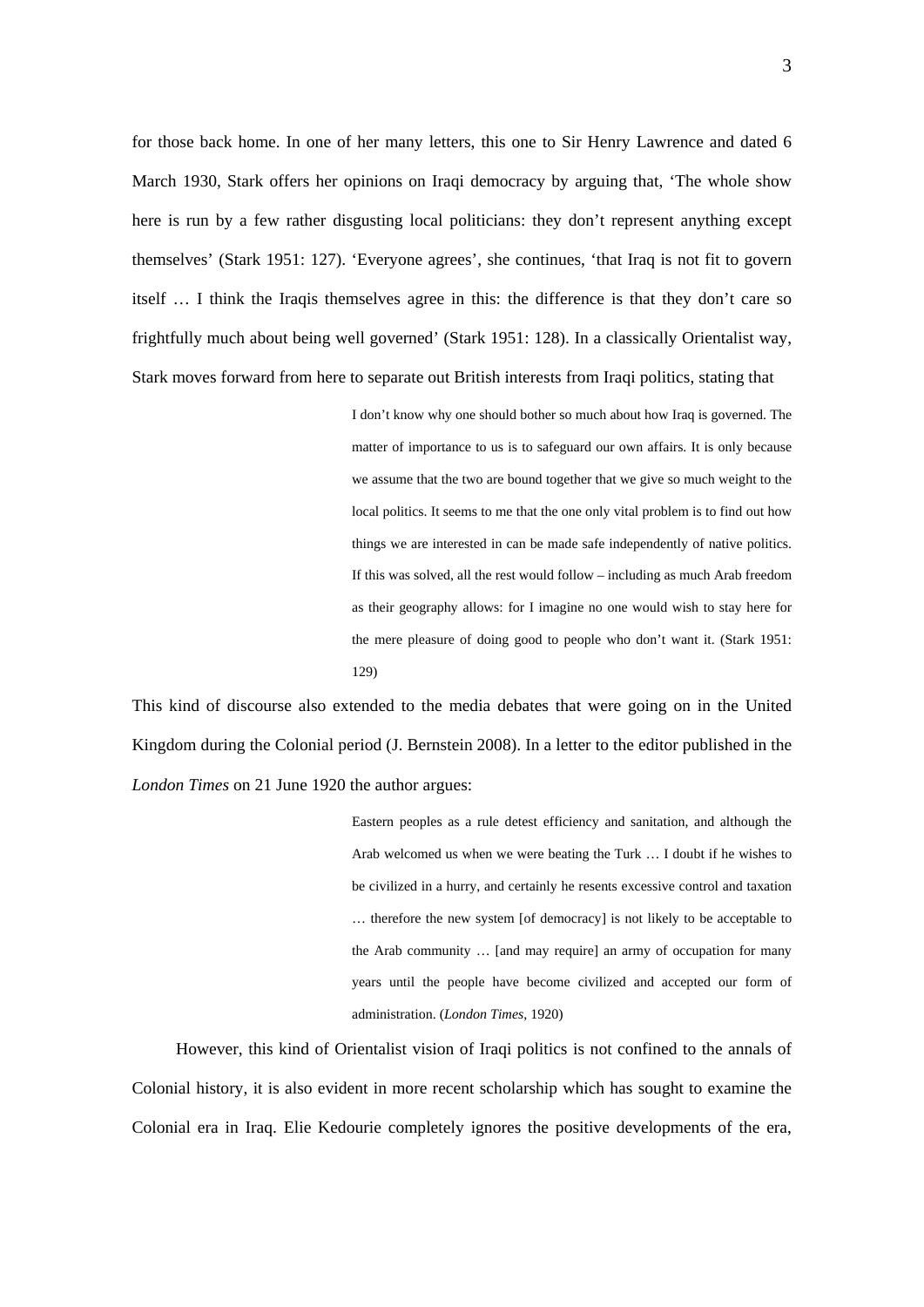for those back home. In one of her many letters, this one to Sir Henry Lawrence and dated 6 March 1930, Stark offers her opinions on Iraqi democracy by arguing that, 'The whole show here is run by a few rather disgusting local politicians: they don't represent anything except themselves' (Stark 1951: 127). 'Everyone agrees', she continues, 'that Iraq is not fit to govern itself … I think the Iraqis themselves agree in this: the difference is that they don't care so frightfully much about being well governed' (Stark 1951: 128). In a classically Orientalist way, Stark moves forward from here to separate out British interests from Iraqi politics, stating that

> I don't know why one should bother so much about how Iraq is governed. The matter of importance to us is to safeguard our own affairs. It is only because we assume that the two are bound together that we give so much weight to the local politics. It seems to me that the one only vital problem is to find out how things we are interested in can be made safe independently of native politics. If this was solved, all the rest would follow – including as much Arab freedom as their geography allows: for I imagine no one would wish to stay here for the mere pleasure of doing good to people who don't want it. (Stark 1951: 129)

This kind of discourse also extended to the media debates that were going on in the United Kingdom during the Colonial period (J. Bernstein 2008). In a letter to the editor published in the *London Times* on 21 June 1920 the author argues:

> Eastern peoples as a rule detest efficiency and sanitation, and although the Arab welcomed us when we were beating the Turk … I doubt if he wishes to be civilized in a hurry, and certainly he resents excessive control and taxation … therefore the new system [of democracy] is not likely to be acceptable to the Arab community … [and may require] an army of occupation for many years until the people have become civilized and accepted our form of administration. (*London Times*, 1920)

However, this kind of Orientalist vision of Iraqi politics is not confined to the annals of Colonial history, it is also evident in more recent scholarship which has sought to examine the Colonial era in Iraq. Elie Kedourie completely ignores the positive developments of the era,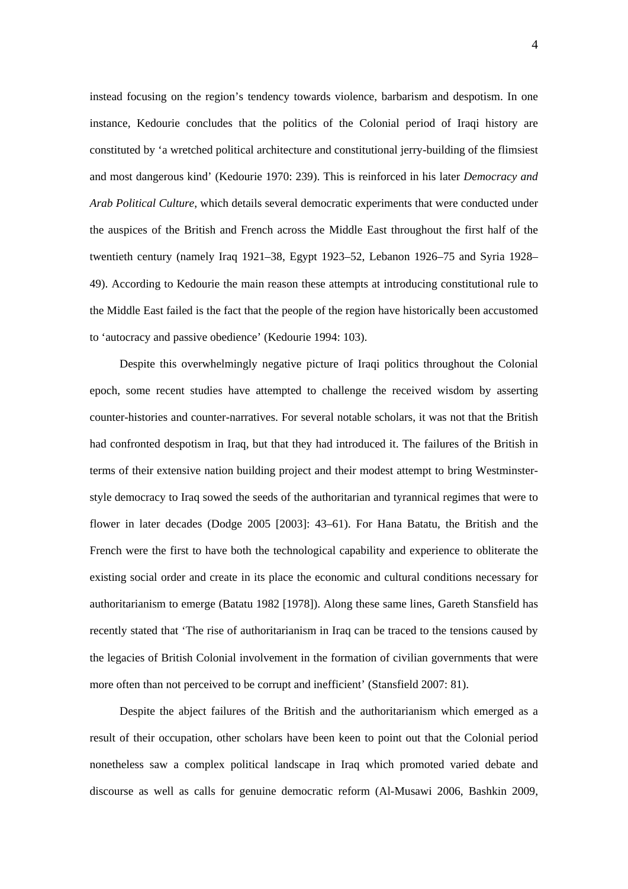instead focusing on the region's tendency towards violence, barbarism and despotism. In one instance, Kedourie concludes that the politics of the Colonial period of Iraqi history are constituted by 'a wretched political architecture and constitutional jerry-building of the flimsiest and most dangerous kind' (Kedourie 1970: 239). This is reinforced in his later *Democracy and Arab Political Culture*, which details several democratic experiments that were conducted under the auspices of the British and French across the Middle East throughout the first half of the twentieth century (namely Iraq 1921–38, Egypt 1923–52, Lebanon 1926–75 and Syria 1928–49). According to Kedourie the main reason these attempts at introducing constitutional rule to the Middle East failed is the fact that the people of the region have historically been accustomed to 'autocracy and passive obedience' (Kedourie 1994: 103).

Despite this overwhelmingly negative picture of Iraqi politics throughout the Colonial epoch, some recent studies have attempted to challenge the received wisdom by asserting counter-histories and counter-narratives. For several notable scholars, it was not that the British had confronted despotism in Iraq, but that they had introduced it. The failures of the British in terms of their extensive nation building project and their modest attempt to bring Westminster-style democracy to Iraq sowed the seeds of the authoritarian and tyrannical regimes that were to flower in later decades (Dodge 2005 [2003]: 43–61). For Hana Batatu, the British and the French were the first to have both the technological capability and experience to obliterate the existing social order and create in its place the economic and cultural conditions necessary for authoritarianism to emerge (Batatu 1982 [1978]). Along these same lines, Gareth Stansfield has recently stated that 'The rise of authoritarianism in Iraq can be traced to the tensions caused by the legacies of British Colonial involvement in the formation of civilian governments that were more often than not perceived to be corrupt and inefficient' (Stansfield 2007: 81).

Despite the abject failures of the British and the authoritarianism which emerged as a result of their occupation, other scholars have been keen to point out that the Colonial period nonetheless saw a complex political landscape in Iraq which promoted varied debate and discourse as well as calls for genuine democratic reform (Al-Musawi 2006, Bashkin 2009,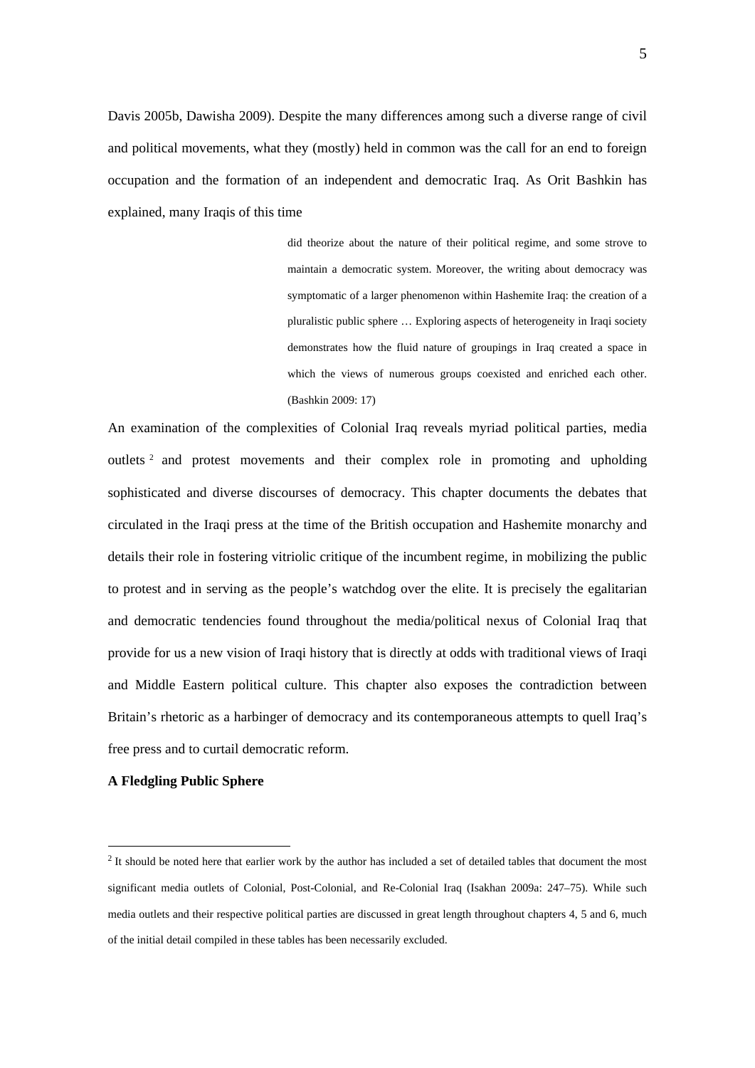Davis 2005b, Dawisha 2009). Despite the many differences among such a diverse range of civil and political movements, what they (mostly) held in common was the call for an end to foreign occupation and the formation of an independent and democratic Iraq. As Orit Bashkin has explained, many Iraqis of this time

> did theorize about the nature of their political regime, and some strove to maintain a democratic system. Moreover, the writing about democracy was symptomatic of a larger phenomenon within Hashemite Iraq: the creation of a pluralistic public sphere … Exploring aspects of heterogeneity in Iraqi society demonstrates how the fluid nature of groupings in Iraq created a space in which the views of numerous groups coexisted and enriched each other. (Bashkin 2009: 17)

An examination of the complexities of Colonial Iraq reveals myriad political parties, media outlets [2] and protest movements and their complex role in promoting and upholding sophisticated and diverse discourses of democracy. This chapter documents the debates that circulated in the Iraqi press at the time of the British occupation and Hashemite monarchy and details their role in fostering vitriolic critique of the incumbent regime, in mobilizing the public to protest and in serving as the people's watchdog over the elite. It is precisely the egalitarian and democratic tendencies found throughout the media/political nexus of Colonial Iraq that provide for us a new vision of Iraqi history that is directly at odds with traditional views of Iraqi and Middle Eastern political culture. This chapter also exposes the contradiction between Britain's rhetoric as a harbinger of democracy and its contemporaneous attempts to quell Iraq's free press and to curtail democratic reform.

**A Fledgling Public Sphere**

[2] It should be noted here that earlier work by the author has included a set of detailed tables that document the most significant media outlets of Colonial, Post-Colonial, and Re-Colonial Iraq (Isakhan 2009a: 247–75). While such media outlets and their respective political parties are discussed in great length throughout chapters 4, 5 and 6, much of the initial detail compiled in these tables has been necessarily excluded.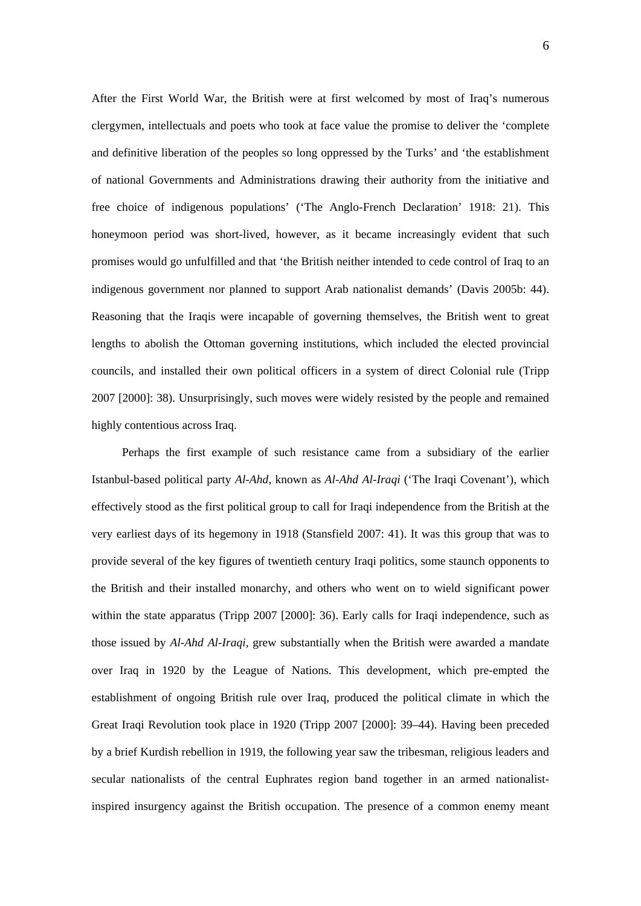After the First World War, the British were at first welcomed by most of Iraq's numerous clergymen, intellectuals and poets who took at face value the promise to deliver the 'complete and definitive liberation of the peoples so long oppressed by the Turks' and 'the establishment of national Governments and Administrations drawing their authority from the initiative and free choice of indigenous populations' ('The Anglo-French Declaration' 1918: 21). This honeymoon period was short-lived, however, as it became increasingly evident that such promises would go unfulfilled and that 'the British neither intended to cede control of Iraq to an indigenous government nor planned to support Arab nationalist demands' (Davis 2005b: 44). Reasoning that the Iraqis were incapable of governing themselves, the British went to great lengths to abolish the Ottoman governing institutions, which included the elected provincial councils, and installed their own political officers in a system of direct Colonial rule (Tripp 2007 [2000]: 38). Unsurprisingly, such moves were widely resisted by the people and remained highly contentious across Iraq.

Perhaps the first example of such resistance came from a subsidiary of the earlier Istanbul-based political party *Al-Ahd*, known as *Al-Ahd Al-Iraqi* ('The Iraqi Covenant'), which effectively stood as the first political group to call for Iraqi independence from the British at the very earliest days of its hegemony in 1918 (Stansfield 2007: 41). It was this group that was to provide several of the key figures of twentieth century Iraqi politics, some staunch opponents to the British and their installed monarchy, and others who went on to wield significant power within the state apparatus (Tripp 2007 [2000]: 36). Early calls for Iraqi independence, such as those issued by *Al-Ahd Al-Iraqi*, grew substantially when the British were awarded a mandate over Iraq in 1920 by the League of Nations. This development, which pre-empted the establishment of ongoing British rule over Iraq, produced the political climate in which the Great Iraqi Revolution took place in 1920 (Tripp 2007 [2000]: 39–44). Having been preceded by a brief Kurdish rebellion in 1919, the following year saw the tribesman, religious leaders and secular nationalists of the central Euphrates region band together in an armed nationalist-inspired insurgency against the British occupation. The presence of a common enemy meant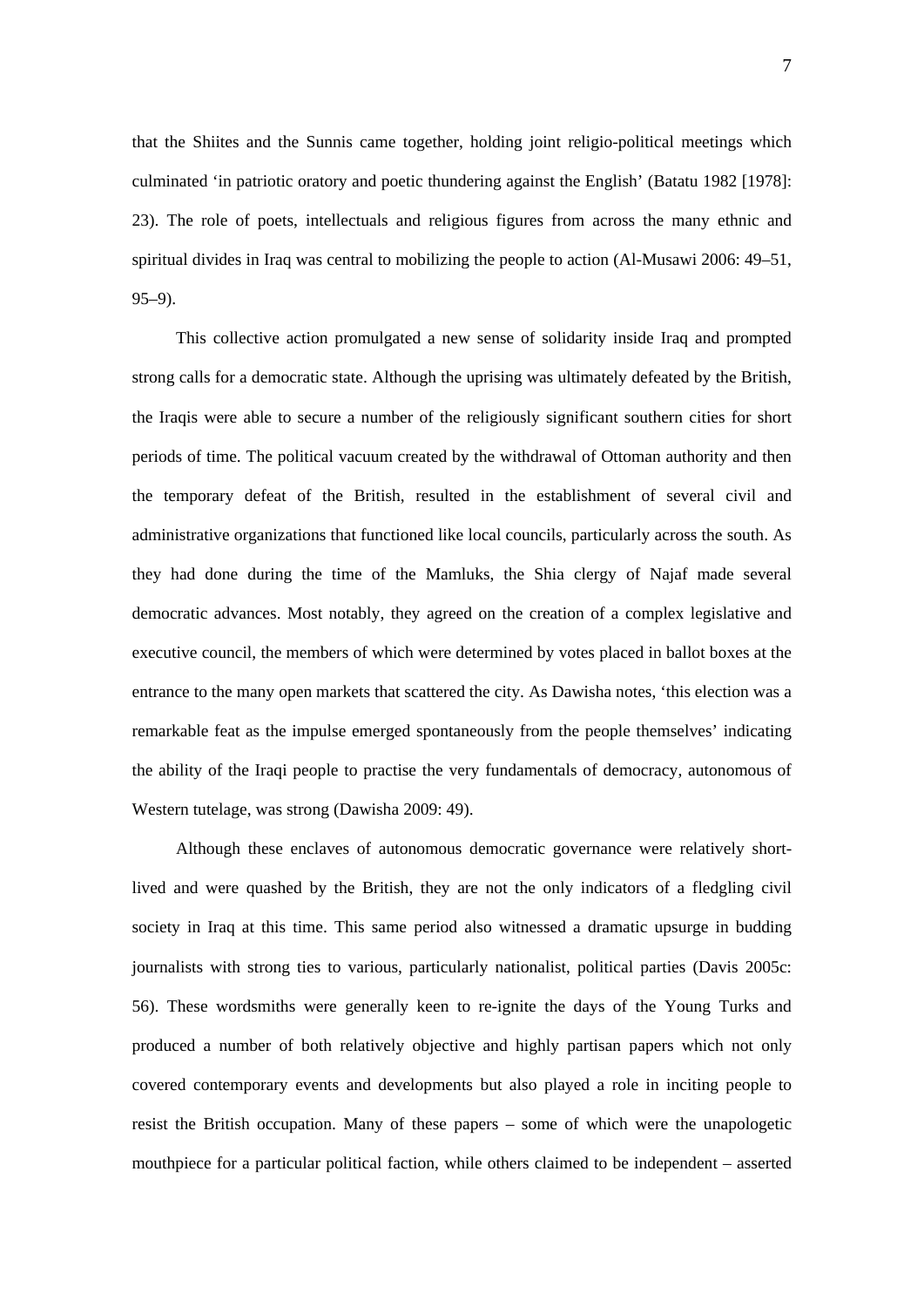that the Shiites and the Sunnis came together, holding joint religio-political meetings which culminated 'in patriotic oratory and poetic thundering against the English' (Batatu 1982 [1978]: 23). The role of poets, intellectuals and religious figures from across the many ethnic and spiritual divides in Iraq was central to mobilizing the people to action (Al-Musawi 2006: 49–51, 95–9).

This collective action promulgated a new sense of solidarity inside Iraq and prompted strong calls for a democratic state. Although the uprising was ultimately defeated by the British, the Iraqis were able to secure a number of the religiously significant southern cities for short periods of time. The political vacuum created by the withdrawal of Ottoman authority and then the temporary defeat of the British, resulted in the establishment of several civil and administrative organizations that functioned like local councils, particularly across the south. As they had done during the time of the Mamluks, the Shia clergy of Najaf made several democratic advances. Most notably, they agreed on the creation of a complex legislative and executive council, the members of which were determined by votes placed in ballot boxes at the entrance to the many open markets that scattered the city. As Dawisha notes, 'this election was a remarkable feat as the impulse emerged spontaneously from the people themselves' indicating the ability of the Iraqi people to practise the very fundamentals of democracy, autonomous of Western tutelage, was strong (Dawisha 2009: 49).

Although these enclaves of autonomous democratic governance were relatively short-lived and were quashed by the British, they are not the only indicators of a fledgling civil society in Iraq at this time. This same period also witnessed a dramatic upsurge in budding journalists with strong ties to various, particularly nationalist, political parties (Davis 2005c: 56). These wordsmiths were generally keen to re-ignite the days of the Young Turks and produced a number of both relatively objective and highly partisan papers which not only covered contemporary events and developments but also played a role in inciting people to resist the British occupation. Many of these papers – some of which were the unapologetic mouthpiece for a particular political faction, while others claimed to be independent – asserted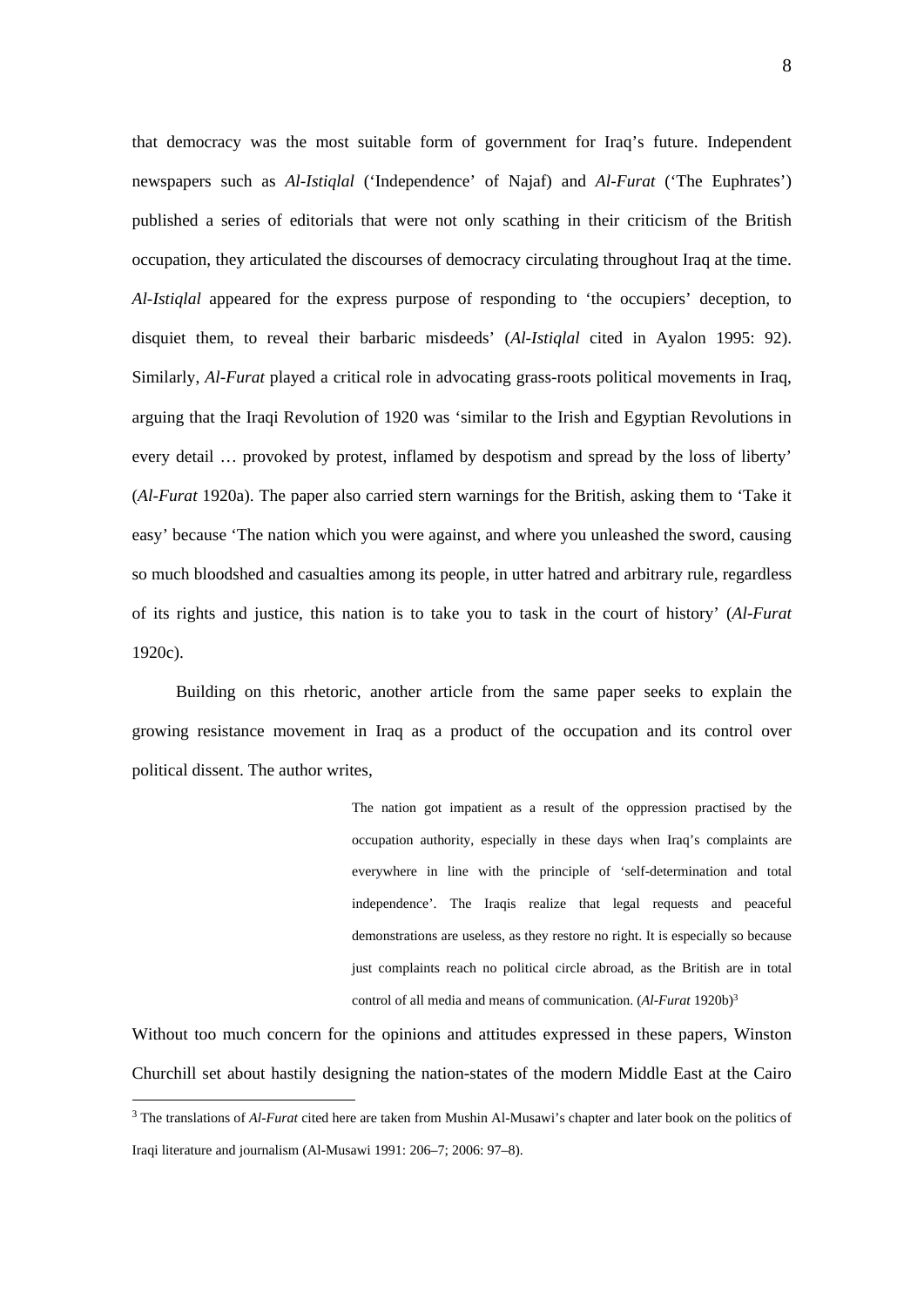that democracy was the most suitable form of government for Iraq's future. Independent newspapers such as *Al-Istiqlal* ('Independence' of Najaf) and *Al-Furat* ('The Euphrates') published a series of editorials that were not only scathing in their criticism of the British occupation, they articulated the discourses of democracy circulating throughout Iraq at the time. *Al-Istiqlal* appeared for the express purpose of responding to 'the occupiers' deception, to disquiet them, to reveal their barbaric misdeeds' (*Al-Istiqlal* cited in Ayalon 1995: 92). Similarly, *Al-Furat* played a critical role in advocating grass-roots political movements in Iraq, arguing that the Iraqi Revolution of 1920 was 'similar to the Irish and Egyptian Revolutions in every detail … provoked by protest, inflamed by despotism and spread by the loss of liberty' (*Al-Furat* 1920a). The paper also carried stern warnings for the British, asking them to 'Take it easy' because 'The nation which you were against, and where you unleashed the sword, causing so much bloodshed and casualties among its people, in utter hatred and arbitrary rule, regardless of its rights and justice, this nation is to take you to task in the court of history' (*Al-Furat* 1920c).

Building on this rhetoric, another article from the same paper seeks to explain the growing resistance movement in Iraq as a product of the occupation and its control over political dissent. The author writes,

> The nation got impatient as a result of the oppression practised by the occupation authority, especially in these days when Iraq's complaints are everywhere in line with the principle of 'self-determination and total independence'. The Iraqis realize that legal requests and peaceful demonstrations are useless, as they restore no right. It is especially so because just complaints reach no political circle abroad, as the British are in total control of all media and means of communication. (*Al-Furat* 1920b)[3]

Without too much concern for the opinions and attitudes expressed in these papers, Winston Churchill set about hastily designing the nation-states of the modern Middle East at the Cairo

[3] The translations of *Al-Furat* cited here are taken from Mushin Al-Musawi's chapter and later book on the politics of Iraqi literature and journalism (Al-Musawi 1991: 206–7; 2006: 97–8).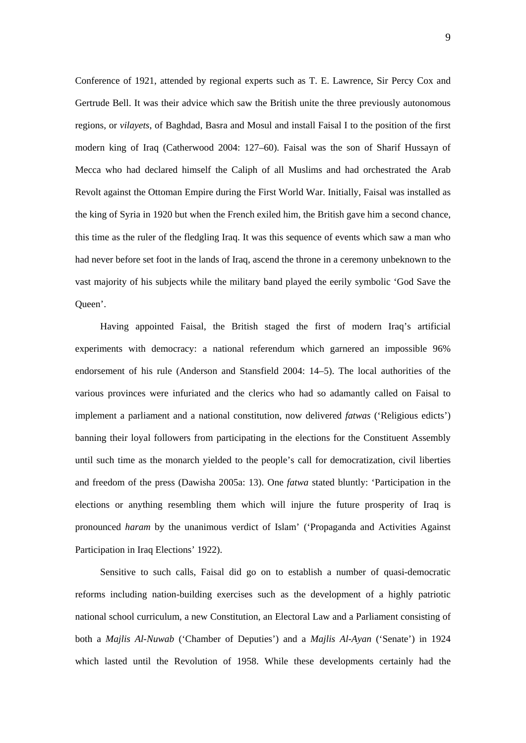Conference of 1921, attended by regional experts such as T. E. Lawrence, Sir Percy Cox and Gertrude Bell. It was their advice which saw the British unite the three previously autonomous regions, or *vilayets*, of Baghdad, Basra and Mosul and install Faisal I to the position of the first modern king of Iraq (Catherwood 2004: 127–60). Faisal was the son of Sharif Hussayn of Mecca who had declared himself the Caliph of all Muslims and had orchestrated the Arab Revolt against the Ottoman Empire during the First World War. Initially, Faisal was installed as the king of Syria in 1920 but when the French exiled him, the British gave him a second chance, this time as the ruler of the fledgling Iraq. It was this sequence of events which saw a man who had never before set foot in the lands of Iraq, ascend the throne in a ceremony unbeknown to the vast majority of his subjects while the military band played the eerily symbolic 'God Save the Queen'.

Having appointed Faisal, the British staged the first of modern Iraq's artificial experiments with democracy: a national referendum which garnered an impossible 96% endorsement of his rule (Anderson and Stansfield 2004: 14–5). The local authorities of the various provinces were infuriated and the clerics who had so adamantly called on Faisal to implement a parliament and a national constitution, now delivered *fatwas* ('Religious edicts') banning their loyal followers from participating in the elections for the Constituent Assembly until such time as the monarch yielded to the people's call for democratization, civil liberties and freedom of the press (Dawisha 2005a: 13). One *fatwa* stated bluntly: 'Participation in the elections or anything resembling them which will injure the future prosperity of Iraq is pronounced *haram* by the unanimous verdict of Islam' ('Propaganda and Activities Against Participation in Iraq Elections' 1922).

Sensitive to such calls, Faisal did go on to establish a number of quasi-democratic reforms including nation-building exercises such as the development of a highly patriotic national school curriculum, a new Constitution, an Electoral Law and a Parliament consisting of both a *Majlis Al-Nuwab* ('Chamber of Deputies') and a *Majlis Al-Ayan* ('Senate') in 1924 which lasted until the Revolution of 1958. While these developments certainly had the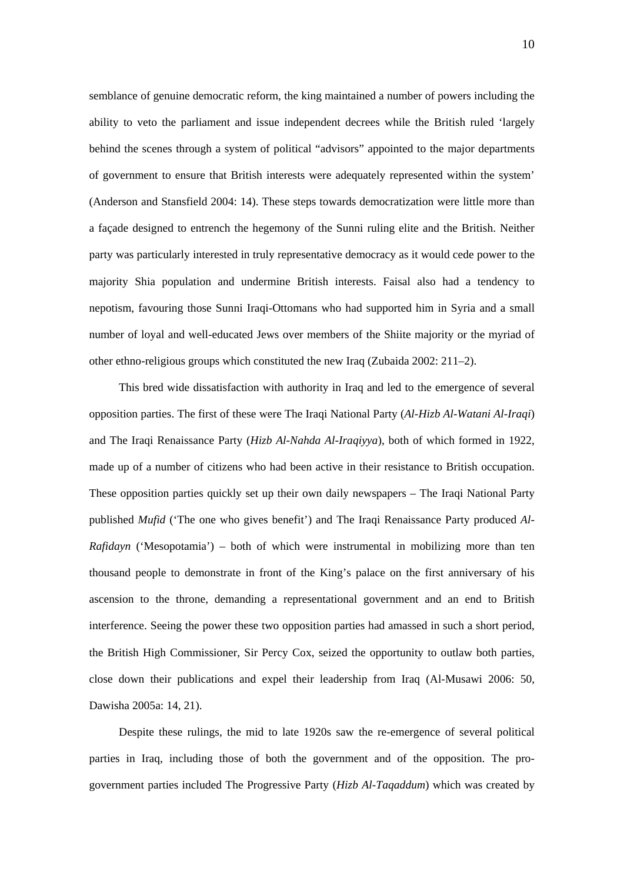semblance of genuine democratic reform, the king maintained a number of powers including the ability to veto the parliament and issue independent decrees while the British ruled 'largely behind the scenes through a system of political "advisors" appointed to the major departments of government to ensure that British interests were adequately represented within the system' (Anderson and Stansfield 2004: 14). These steps towards democratization were little more than a façade designed to entrench the hegemony of the Sunni ruling elite and the British. Neither party was particularly interested in truly representative democracy as it would cede power to the majority Shia population and undermine British interests. Faisal also had a tendency to nepotism, favouring those Sunni Iraqi-Ottomans who had supported him in Syria and a small number of loyal and well-educated Jews over members of the Shiite majority or the myriad of other ethno-religious groups which constituted the new Iraq (Zubaida 2002: 211–2).

This bred wide dissatisfaction with authority in Iraq and led to the emergence of several opposition parties. The first of these were The Iraqi National Party (*Al-Hizb Al-Watani Al-Iraqi*) and The Iraqi Renaissance Party (*Hizb Al-Nahda Al-Iraqiyya*), both of which formed in 1922, made up of a number of citizens who had been active in their resistance to British occupation. These opposition parties quickly set up their own daily newspapers – The Iraqi National Party published *Mufid* ('The one who gives benefit') and The Iraqi Renaissance Party produced *Al-Rafidayn* ('Mesopotamia') – both of which were instrumental in mobilizing more than ten thousand people to demonstrate in front of the King's palace on the first anniversary of his ascension to the throne, demanding a representational government and an end to British interference. Seeing the power these two opposition parties had amassed in such a short period, the British High Commissioner, Sir Percy Cox, seized the opportunity to outlaw both parties, close down their publications and expel their leadership from Iraq (Al-Musawi 2006: 50, Dawisha 2005a: 14, 21).

Despite these rulings, the mid to late 1920s saw the re-emergence of several political parties in Iraq, including those of both the government and of the opposition. The pro-government parties included The Progressive Party (*Hizb Al-Taqaddum*) which was created by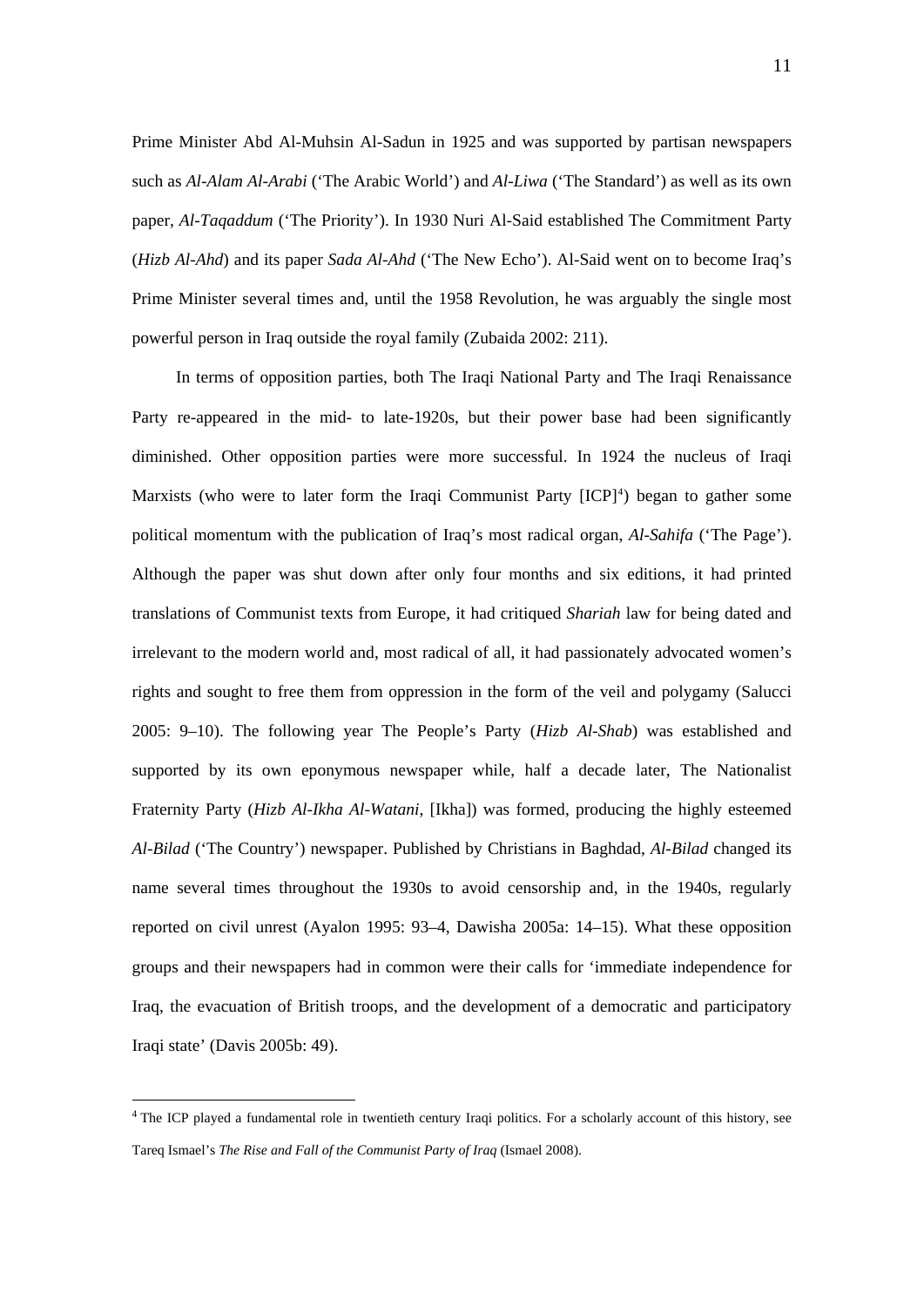Prime Minister Abd Al-Muhsin Al-Sadun in 1925 and was supported by partisan newspapers such as *Al-Alam Al-Arabi* ('The Arabic World') and *Al-Liwa* ('The Standard') as well as its own paper, *Al-Taqaddum* ('The Priority'). In 1930 Nuri Al-Said established The Commitment Party (*Hizb Al-Ahd*) and its paper *Sada Al-Ahd* ('The New Echo'). Al-Said went on to become Iraq's Prime Minister several times and, until the 1958 Revolution, he was arguably the single most powerful person in Iraq outside the royal family (Zubaida 2002: 211).

In terms of opposition parties, both The Iraqi National Party and The Iraqi Renaissance Party re-appeared in the mid- to late-1920s, but their power base had been significantly diminished. Other opposition parties were more successful. In 1924 the nucleus of Iraqi Marxists (who were to later form the Iraqi Communist Party [ICP][4]) began to gather some political momentum with the publication of Iraq's most radical organ, *Al-Sahifa* ('The Page'). Although the paper was shut down after only four months and six editions, it had printed translations of Communist texts from Europe, it had critiqued *Shariah* law for being dated and irrelevant to the modern world and, most radical of all, it had passionately advocated women's rights and sought to free them from oppression in the form of the veil and polygamy (Salucci 2005: 9–10). The following year The People's Party (*Hizb Al-Shab*) was established and supported by its own eponymous newspaper while, half a decade later, The Nationalist Fraternity Party (*Hizb Al-Ikha Al-Watani*, [Ikha]) was formed, producing the highly esteemed *Al-Bilad* ('The Country') newspaper. Published by Christians in Baghdad, *Al-Bilad* changed its name several times throughout the 1930s to avoid censorship and, in the 1940s, regularly reported on civil unrest (Ayalon 1995: 93–4, Dawisha 2005a: 14–15). What these opposition groups and their newspapers had in common were their calls for 'immediate independence for Iraq, the evacuation of British troops, and the development of a democratic and participatory Iraqi state' (Davis 2005b: 49).

[4] The ICP played a fundamental role in twentieth century Iraqi politics. For a scholarly account of this history, see Tareq Ismael's *The Rise and Fall of the Communist Party of Iraq* (Ismael 2008).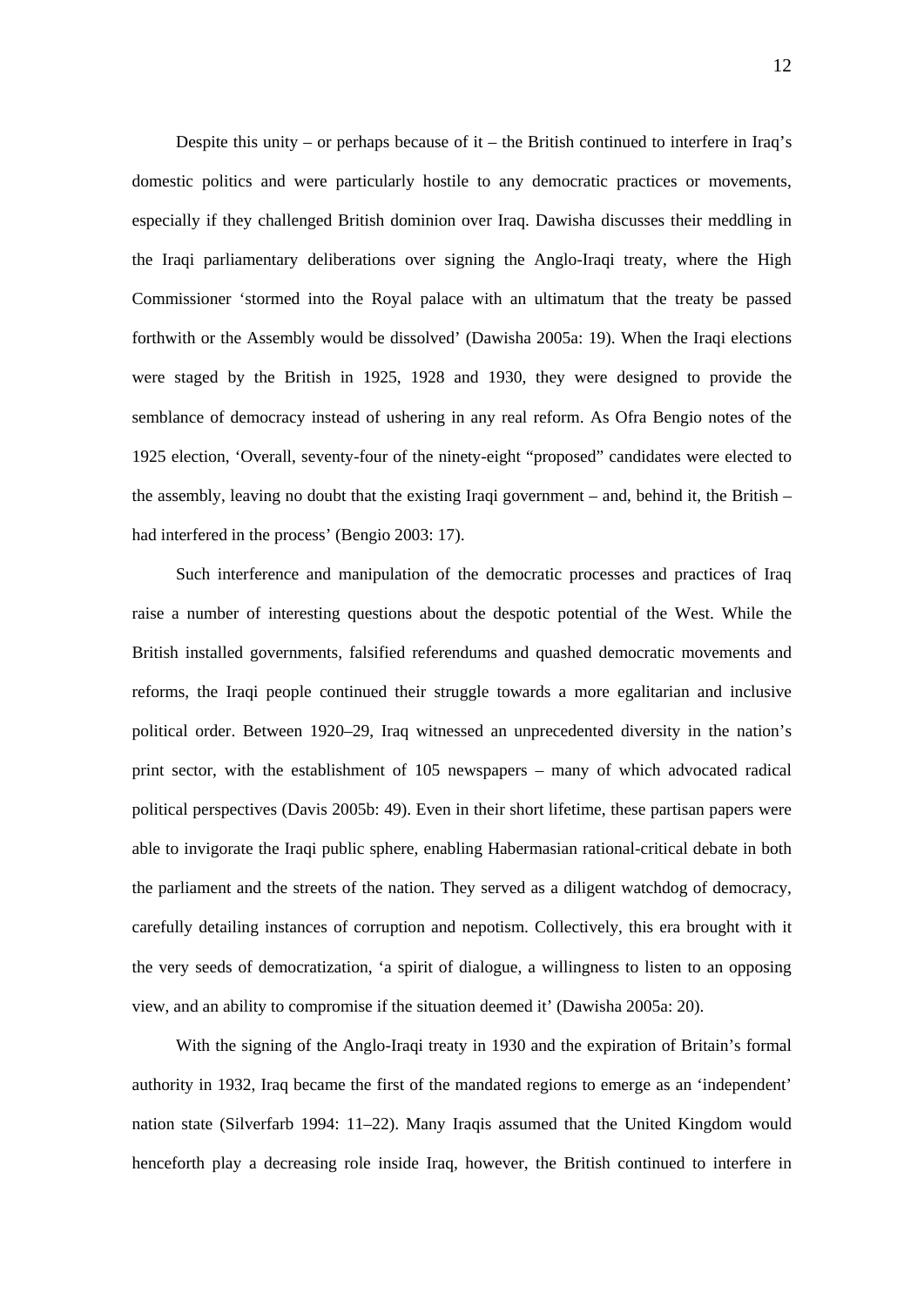Despite this unity – or perhaps because of it – the British continued to interfere in Iraq's domestic politics and were particularly hostile to any democratic practices or movements, especially if they challenged British dominion over Iraq. Dawisha discusses their meddling in the Iraqi parliamentary deliberations over signing the Anglo-Iraqi treaty, where the High Commissioner 'stormed into the Royal palace with an ultimatum that the treaty be passed forthwith or the Assembly would be dissolved' (Dawisha 2005a: 19). When the Iraqi elections were staged by the British in 1925, 1928 and 1930, they were designed to provide the semblance of democracy instead of ushering in any real reform. As Ofra Bengio notes of the 1925 election, 'Overall, seventy-four of the ninety-eight "proposed" candidates were elected to the assembly, leaving no doubt that the existing Iraqi government – and, behind it, the British – had interfered in the process' (Bengio 2003: 17).

Such interference and manipulation of the democratic processes and practices of Iraq raise a number of interesting questions about the despotic potential of the West. While the British installed governments, falsified referendums and quashed democratic movements and reforms, the Iraqi people continued their struggle towards a more egalitarian and inclusive political order. Between 1920–29, Iraq witnessed an unprecedented diversity in the nation's print sector, with the establishment of 105 newspapers – many of which advocated radical political perspectives (Davis 2005b: 49). Even in their short lifetime, these partisan papers were able to invigorate the Iraqi public sphere, enabling Habermasian rational-critical debate in both the parliament and the streets of the nation. They served as a diligent watchdog of democracy, carefully detailing instances of corruption and nepotism. Collectively, this era brought with it the very seeds of democratization, 'a spirit of dialogue, a willingness to listen to an opposing view, and an ability to compromise if the situation deemed it' (Dawisha 2005a: 20).

With the signing of the Anglo-Iraqi treaty in 1930 and the expiration of Britain's formal authority in 1932, Iraq became the first of the mandated regions to emerge as an 'independent' nation state (Silverfarb 1994: 11–22). Many Iraqis assumed that the United Kingdom would henceforth play a decreasing role inside Iraq, however, the British continued to interfere in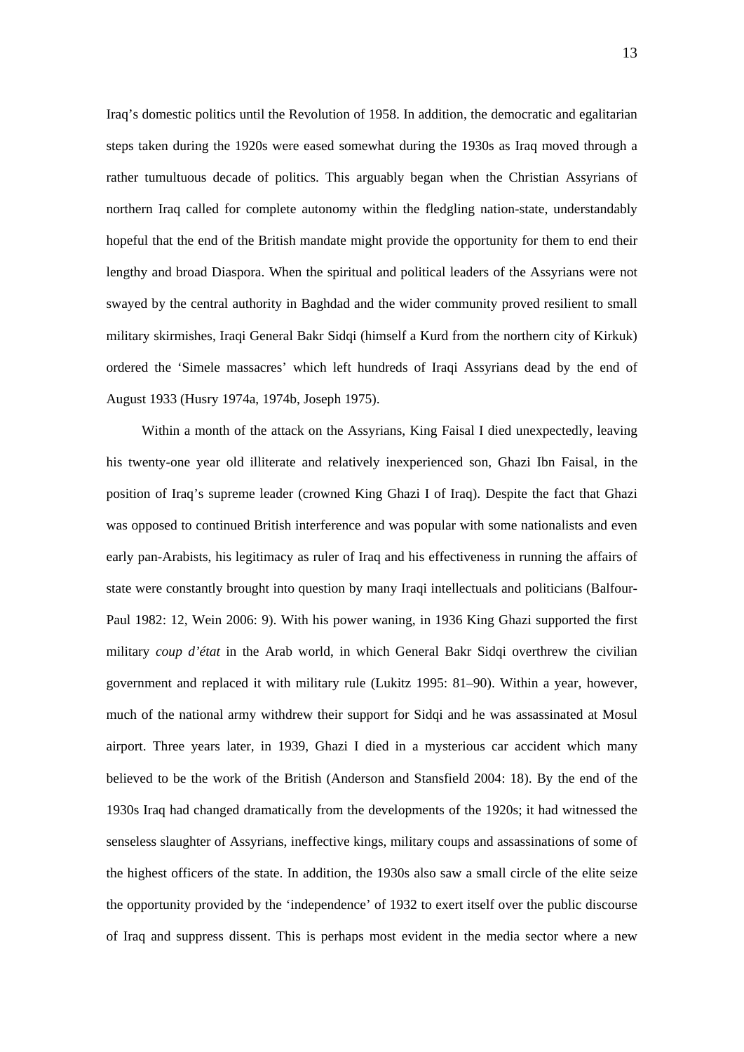Iraq's domestic politics until the Revolution of 1958. In addition, the democratic and egalitarian steps taken during the 1920s were eased somewhat during the 1930s as Iraq moved through a rather tumultuous decade of politics. This arguably began when the Christian Assyrians of northern Iraq called for complete autonomy within the fledgling nation-state, understandably hopeful that the end of the British mandate might provide the opportunity for them to end their lengthy and broad Diaspora. When the spiritual and political leaders of the Assyrians were not swayed by the central authority in Baghdad and the wider community proved resilient to small military skirmishes, Iraqi General Bakr Sidqi (himself a Kurd from the northern city of Kirkuk) ordered the 'Simele massacres' which left hundreds of Iraqi Assyrians dead by the end of August 1933 (Husry 1974a, 1974b, Joseph 1975).

Within a month of the attack on the Assyrians, King Faisal I died unexpectedly, leaving his twenty-one year old illiterate and relatively inexperienced son, Ghazi Ibn Faisal, in the position of Iraq's supreme leader (crowned King Ghazi I of Iraq). Despite the fact that Ghazi was opposed to continued British interference and was popular with some nationalists and even early pan-Arabists, his legitimacy as ruler of Iraq and his effectiveness in running the affairs of state were constantly brought into question by many Iraqi intellectuals and politicians (Balfour-Paul 1982: 12, Wein 2006: 9). With his power waning, in 1936 King Ghazi supported the first military *coup d'état* in the Arab world, in which General Bakr Sidqi overthrew the civilian government and replaced it with military rule (Lukitz 1995: 81–90). Within a year, however, much of the national army withdrew their support for Sidqi and he was assassinated at Mosul airport. Three years later, in 1939, Ghazi I died in a mysterious car accident which many believed to be the work of the British (Anderson and Stansfield 2004: 18). By the end of the 1930s Iraq had changed dramatically from the developments of the 1920s; it had witnessed the senseless slaughter of Assyrians, ineffective kings, military coups and assassinations of some of the highest officers of the state. In addition, the 1930s also saw a small circle of the elite seize the opportunity provided by the 'independence' of 1932 to exert itself over the public discourse of Iraq and suppress dissent. This is perhaps most evident in the media sector where a new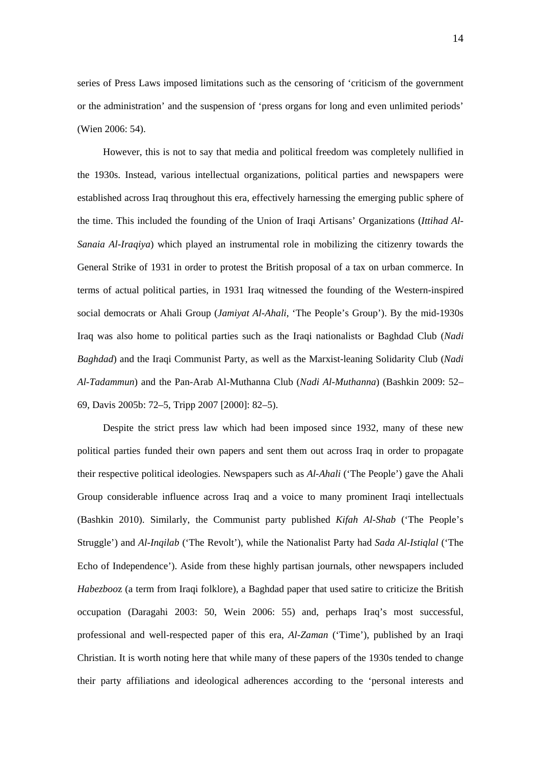series of Press Laws imposed limitations such as the censoring of 'criticism of the government or the administration' and the suspension of 'press organs for long and even unlimited periods' (Wien 2006: 54).

However, this is not to say that media and political freedom was completely nullified in the 1930s. Instead, various intellectual organizations, political parties and newspapers were established across Iraq throughout this era, effectively harnessing the emerging public sphere of the time. This included the founding of the Union of Iraqi Artisans' Organizations (*Ittihad Al-Sanaia Al-Iraqiya*) which played an instrumental role in mobilizing the citizenry towards the General Strike of 1931 in order to protest the British proposal of a tax on urban commerce. In terms of actual political parties, in 1931 Iraq witnessed the founding of the Western-inspired social democrats or Ahali Group (*Jamiyat Al-Ahali*, 'The People's Group'). By the mid-1930s Iraq was also home to political parties such as the Iraqi nationalists or Baghdad Club (*Nadi Baghdad*) and the Iraqi Communist Party, as well as the Marxist-leaning Solidarity Club (*Nadi Al-Tadammun*) and the Pan-Arab Al-Muthanna Club (*Nadi Al-Muthanna*) (Bashkin 2009: 52–69, Davis 2005b: 72–5, Tripp 2007 [2000]: 82–5).

Despite the strict press law which had been imposed since 1932, many of these new political parties funded their own papers and sent them out across Iraq in order to propagate their respective political ideologies. Newspapers such as *Al-Ahali* ('The People') gave the Ahali Group considerable influence across Iraq and a voice to many prominent Iraqi intellectuals (Bashkin 2010). Similarly, the Communist party published *Kifah Al-Shab* ('The People's Struggle') and *Al-Inqilab* ('The Revolt'), while the Nationalist Party had *Sada Al-Istiqlal* ('The Echo of Independence'). Aside from these highly partisan journals, other newspapers included *Habezbooz* (a term from Iraqi folklore), a Baghdad paper that used satire to criticize the British occupation (Daragahi 2003: 50, Wein 2006: 55) and, perhaps Iraq's most successful, professional and well-respected paper of this era, *Al-Zaman* ('Time'), published by an Iraqi Christian. It is worth noting here that while many of these papers of the 1930s tended to change their party affiliations and ideological adherences according to the 'personal interests and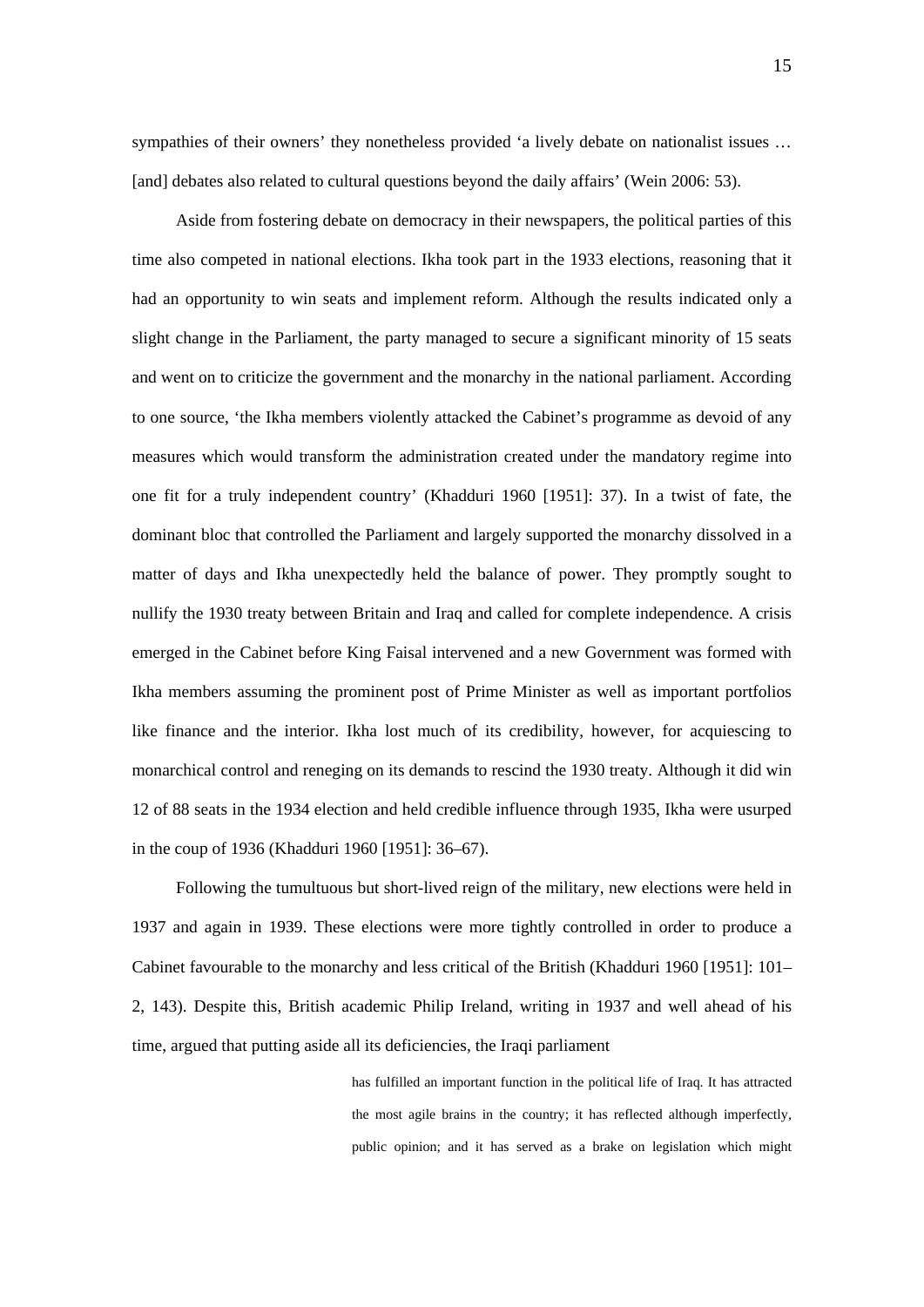sympathies of their owners' they nonetheless provided 'a lively debate on nationalist issues … [and] debates also related to cultural questions beyond the daily affairs' (Wein 2006: 53).

Aside from fostering debate on democracy in their newspapers, the political parties of this time also competed in national elections. Ikha took part in the 1933 elections, reasoning that it had an opportunity to win seats and implement reform. Although the results indicated only a slight change in the Parliament, the party managed to secure a significant minority of 15 seats and went on to criticize the government and the monarchy in the national parliament. According to one source, 'the Ikha members violently attacked the Cabinet's programme as devoid of any measures which would transform the administration created under the mandatory regime into one fit for a truly independent country' (Khadduri 1960 [1951]: 37). In a twist of fate, the dominant bloc that controlled the Parliament and largely supported the monarchy dissolved in a matter of days and Ikha unexpectedly held the balance of power. They promptly sought to nullify the 1930 treaty between Britain and Iraq and called for complete independence. A crisis emerged in the Cabinet before King Faisal intervened and a new Government was formed with Ikha members assuming the prominent post of Prime Minister as well as important portfolios like finance and the interior. Ikha lost much of its credibility, however, for acquiescing to monarchical control and reneging on its demands to rescind the 1930 treaty. Although it did win 12 of 88 seats in the 1934 election and held credible influence through 1935, Ikha were usurped in the coup of 1936 (Khadduri 1960 [1951]: 36–67).

Following the tumultuous but short-lived reign of the military, new elections were held in 1937 and again in 1939. These elections were more tightly controlled in order to produce a Cabinet favourable to the monarchy and less critical of the British (Khadduri 1960 [1951]: 101–2, 143). Despite this, British academic Philip Ireland, writing in 1937 and well ahead of his time, argued that putting aside all its deficiencies, the Iraqi parliament

> has fulfilled an important function in the political life of Iraq. It has attracted the most agile brains in the country; it has reflected although imperfectly, public opinion; and it has served as a brake on legislation which might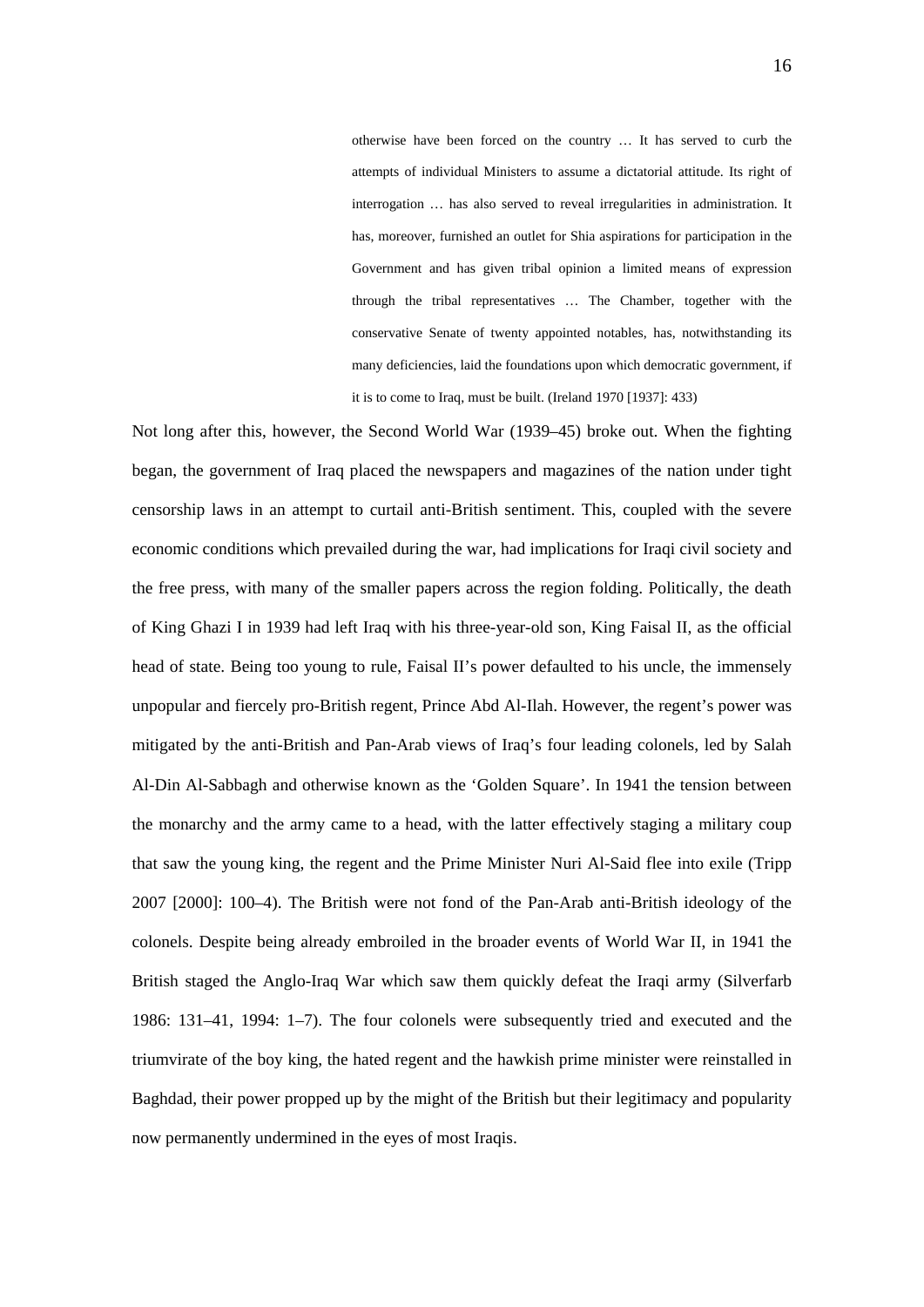> otherwise have been forced on the country … It has served to curb the attempts of individual Ministers to assume a dictatorial attitude. Its right of interrogation … has also served to reveal irregularities in administration. It has, moreover, furnished an outlet for Shia aspirations for participation in the Government and has given tribal opinion a limited means of expression through the tribal representatives … The Chamber, together with the conservative Senate of twenty appointed notables, has, notwithstanding its many deficiencies, laid the foundations upon which democratic government, if it is to come to Iraq, must be built. (Ireland 1970 [1937]: 433)

Not long after this, however, the Second World War (1939–45) broke out. When the fighting began, the government of Iraq placed the newspapers and magazines of the nation under tight censorship laws in an attempt to curtail anti-British sentiment. This, coupled with the severe economic conditions which prevailed during the war, had implications for Iraqi civil society and the free press, with many of the smaller papers across the region folding. Politically, the death of King Ghazi I in 1939 had left Iraq with his three-year-old son, King Faisal II, as the official head of state. Being too young to rule, Faisal II's power defaulted to his uncle, the immensely unpopular and fiercely pro-British regent, Prince Abd Al-Ilah. However, the regent's power was mitigated by the anti-British and Pan-Arab views of Iraq's four leading colonels, led by Salah Al-Din Al-Sabbagh and otherwise known as the 'Golden Square'. In 1941 the tension between the monarchy and the army came to a head, with the latter effectively staging a military coup that saw the young king, the regent and the Prime Minister Nuri Al-Said flee into exile (Tripp 2007 [2000]: 100–4). The British were not fond of the Pan-Arab anti-British ideology of the colonels. Despite being already embroiled in the broader events of World War II, in 1941 the British staged the Anglo-Iraq War which saw them quickly defeat the Iraqi army (Silverfarb 1986: 131–41, 1994: 1–7). The four colonels were subsequently tried and executed and the triumvirate of the boy king, the hated regent and the hawkish prime minister were reinstalled in Baghdad, their power propped up by the might of the British but their legitimacy and popularity now permanently undermined in the eyes of most Iraqis.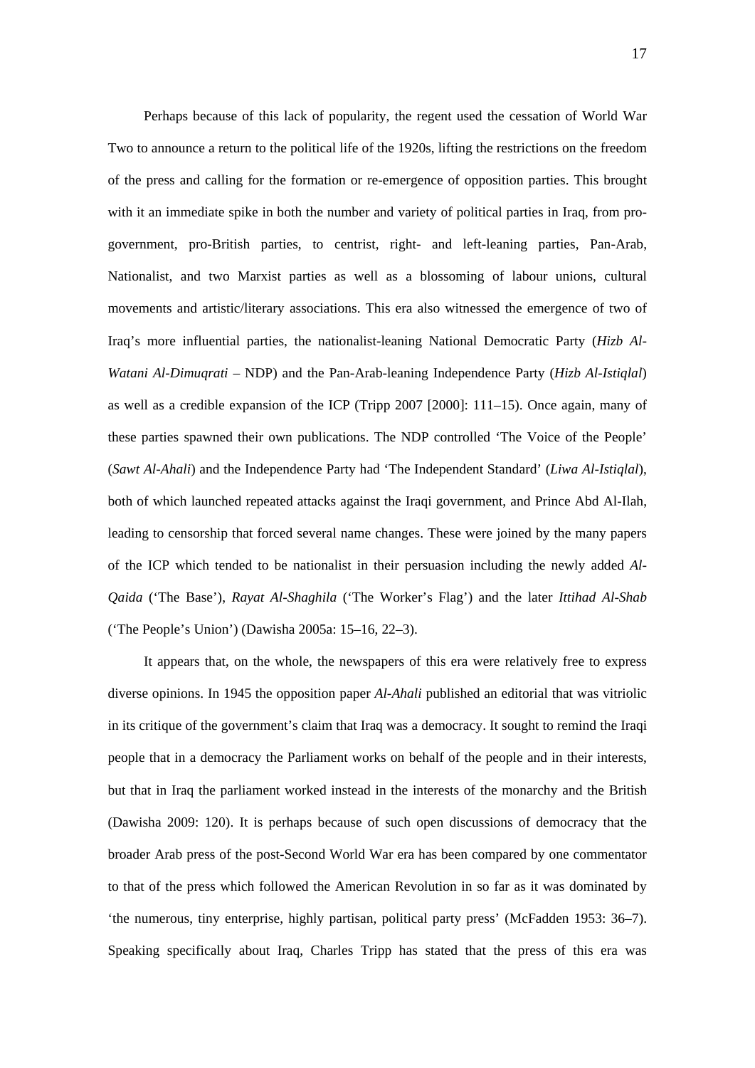Perhaps because of this lack of popularity, the regent used the cessation of World War Two to announce a return to the political life of the 1920s, lifting the restrictions on the freedom of the press and calling for the formation or re-emergence of opposition parties. This brought with it an immediate spike in both the number and variety of political parties in Iraq, from pro-government, pro-British parties, to centrist, right- and left-leaning parties, Pan-Arab, Nationalist, and two Marxist parties as well as a blossoming of labour unions, cultural movements and artistic/literary associations. This era also witnessed the emergence of two of Iraq's more influential parties, the nationalist-leaning National Democratic Party (*Hizb Al-Watani Al-Dimuqrati* – NDP) and the Pan-Arab-leaning Independence Party (*Hizb Al-Istiqlal*) as well as a credible expansion of the ICP (Tripp 2007 [2000]: 111–15). Once again, many of these parties spawned their own publications. The NDP controlled 'The Voice of the People' (*Sawt Al-Ahali*) and the Independence Party had 'The Independent Standard' (*Liwa Al-Istiqlal*), both of which launched repeated attacks against the Iraqi government, and Prince Abd Al-Ilah, leading to censorship that forced several name changes. These were joined by the many papers of the ICP which tended to be nationalist in their persuasion including the newly added *Al-Qaida* ('The Base'), *Rayat Al-Shaghila* ('The Worker's Flag') and the later *Ittihad Al-Shab* ('The People's Union') (Dawisha 2005a: 15–16, 22–3).

It appears that, on the whole, the newspapers of this era were relatively free to express diverse opinions. In 1945 the opposition paper *Al-Ahali* published an editorial that was vitriolic in its critique of the government's claim that Iraq was a democracy. It sought to remind the Iraqi people that in a democracy the Parliament works on behalf of the people and in their interests, but that in Iraq the parliament worked instead in the interests of the monarchy and the British (Dawisha 2009: 120). It is perhaps because of such open discussions of democracy that the broader Arab press of the post-Second World War era has been compared by one commentator to that of the press which followed the American Revolution in so far as it was dominated by 'the numerous, tiny enterprise, highly partisan, political party press' (McFadden 1953: 36–7). Speaking specifically about Iraq, Charles Tripp has stated that the press of this era was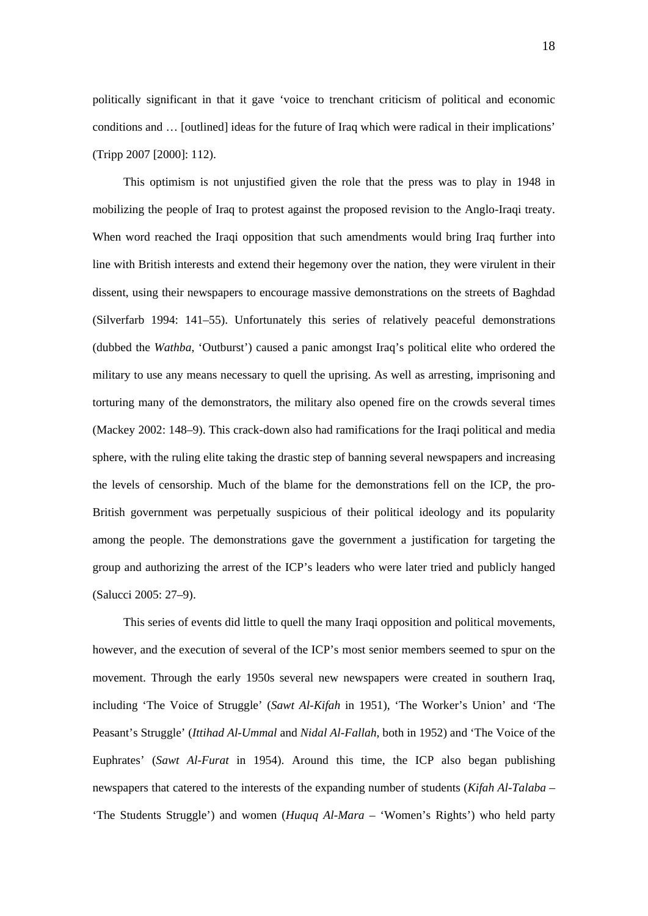politically significant in that it gave 'voice to trenchant criticism of political and economic conditions and … [outlined] ideas for the future of Iraq which were radical in their implications' (Tripp 2007 [2000]: 112).

This optimism is not unjustified given the role that the press was to play in 1948 in mobilizing the people of Iraq to protest against the proposed revision to the Anglo-Iraqi treaty. When word reached the Iraqi opposition that such amendments would bring Iraq further into line with British interests and extend their hegemony over the nation, they were virulent in their dissent, using their newspapers to encourage massive demonstrations on the streets of Baghdad (Silverfarb 1994: 141–55). Unfortunately this series of relatively peaceful demonstrations (dubbed the *Wathba*, 'Outburst') caused a panic amongst Iraq's political elite who ordered the military to use any means necessary to quell the uprising. As well as arresting, imprisoning and torturing many of the demonstrators, the military also opened fire on the crowds several times (Mackey 2002: 148–9). This crack-down also had ramifications for the Iraqi political and media sphere, with the ruling elite taking the drastic step of banning several newspapers and increasing the levels of censorship. Much of the blame for the demonstrations fell on the ICP, the pro-British government was perpetually suspicious of their political ideology and its popularity among the people. The demonstrations gave the government a justification for targeting the group and authorizing the arrest of the ICP's leaders who were later tried and publicly hanged (Salucci 2005: 27–9).

This series of events did little to quell the many Iraqi opposition and political movements, however, and the execution of several of the ICP's most senior members seemed to spur on the movement. Through the early 1950s several new newspapers were created in southern Iraq, including 'The Voice of Struggle' (*Sawt Al-Kifah* in 1951), 'The Worker's Union' and 'The Peasant's Struggle' (*Ittihad Al-Ummal* and *Nidal Al-Fallah*, both in 1952) and 'The Voice of the Euphrates' (*Sawt Al-Furat* in 1954). Around this time, the ICP also began publishing newspapers that catered to the interests of the expanding number of students (*Kifah Al-Talaba* – 'The Students Struggle') and women (*Huquq Al-Mara* – 'Women's Rights') who held party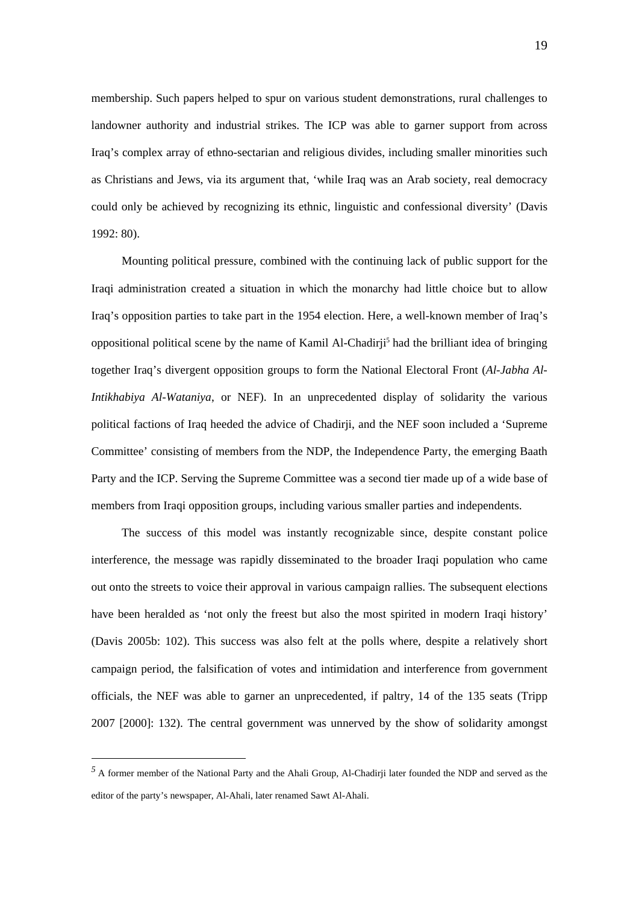membership. Such papers helped to spur on various student demonstrations, rural challenges to landowner authority and industrial strikes. The ICP was able to garner support from across Iraq's complex array of ethno-sectarian and religious divides, including smaller minorities such as Christians and Jews, via its argument that, 'while Iraq was an Arab society, real democracy could only be achieved by recognizing its ethnic, linguistic and confessional diversity' (Davis 1992: 80).

Mounting political pressure, combined with the continuing lack of public support for the Iraqi administration created a situation in which the monarchy had little choice but to allow Iraq's opposition parties to take part in the 1954 election. Here, a well-known member of Iraq's oppositional political scene by the name of Kamil Al-Chadirji[5] had the brilliant idea of bringing together Iraq's divergent opposition groups to form the National Electoral Front (*Al-Jabha Al-Intikhabiya Al-Wataniya*, or NEF). In an unprecedented display of solidarity the various political factions of Iraq heeded the advice of Chadirji, and the NEF soon included a 'Supreme Committee' consisting of members from the NDP, the Independence Party, the emerging Baath Party and the ICP. Serving the Supreme Committee was a second tier made up of a wide base of members from Iraqi opposition groups, including various smaller parties and independents.

The success of this model was instantly recognizable since, despite constant police interference, the message was rapidly disseminated to the broader Iraqi population who came out onto the streets to voice their approval in various campaign rallies. The subsequent elections have been heralded as 'not only the freest but also the most spirited in modern Iraqi history' (Davis 2005b: 102). This success was also felt at the polls where, despite a relatively short campaign period, the falsification of votes and intimidation and interference from government officials, the NEF was able to garner an unprecedented, if paltry, 14 of the 135 seats (Tripp 2007 [2000]: 132). The central government was unnerved by the show of solidarity amongst

---

[5] A former member of the National Party and the Ahali Group, Al-Chadirji later founded the NDP and served as the editor of the party's newspaper, Al-Ahali, later renamed Sawt Al-Ahali.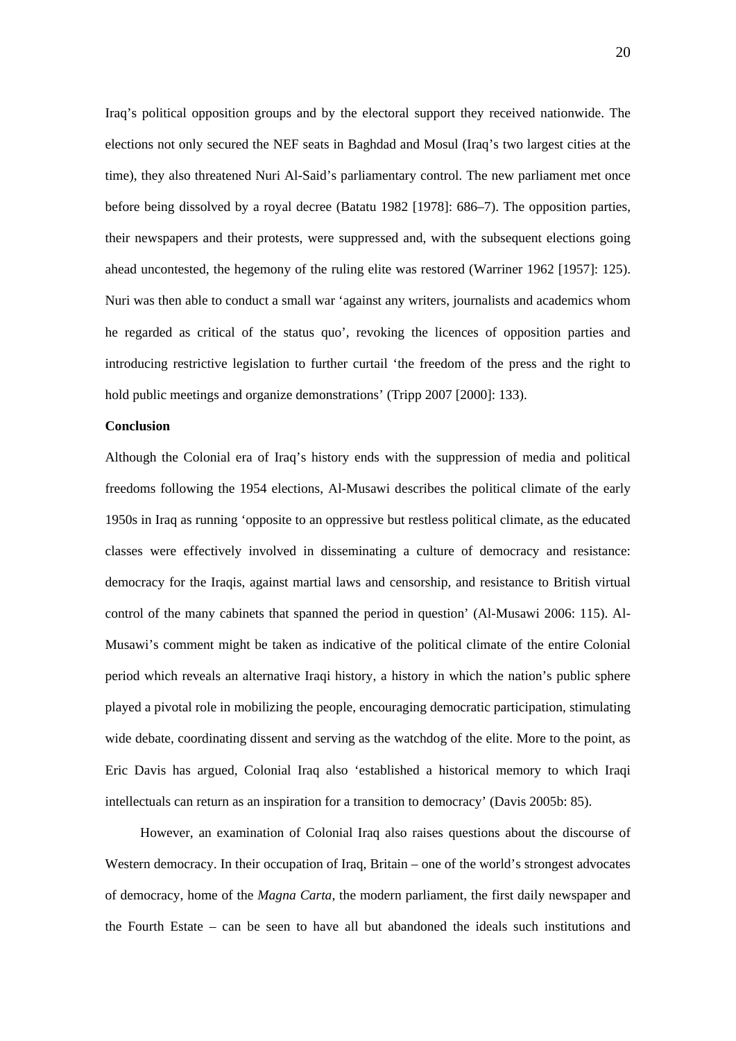Iraq's political opposition groups and by the electoral support they received nationwide. The elections not only secured the NEF seats in Baghdad and Mosul (Iraq's two largest cities at the time), they also threatened Nuri Al-Said's parliamentary control. The new parliament met once before being dissolved by a royal decree (Batatu 1982 [1978]: 686–7). The opposition parties, their newspapers and their protests, were suppressed and, with the subsequent elections going ahead uncontested, the hegemony of the ruling elite was restored (Warriner 1962 [1957]: 125). Nuri was then able to conduct a small war 'against any writers, journalists and academics whom he regarded as critical of the status quo', revoking the licences of opposition parties and introducing restrictive legislation to further curtail 'the freedom of the press and the right to hold public meetings and organize demonstrations' (Tripp 2007 [2000]: 133).

**Conclusion**

Although the Colonial era of Iraq's history ends with the suppression of media and political freedoms following the 1954 elections, Al-Musawi describes the political climate of the early 1950s in Iraq as running 'opposite to an oppressive but restless political climate, as the educated classes were effectively involved in disseminating a culture of democracy and resistance: democracy for the Iraqis, against martial laws and censorship, and resistance to British virtual control of the many cabinets that spanned the period in question' (Al-Musawi 2006: 115). Al-Musawi's comment might be taken as indicative of the political climate of the entire Colonial period which reveals an alternative Iraqi history, a history in which the nation's public sphere played a pivotal role in mobilizing the people, encouraging democratic participation, stimulating wide debate, coordinating dissent and serving as the watchdog of the elite. More to the point, as Eric Davis has argued, Colonial Iraq also 'established a historical memory to which Iraqi intellectuals can return as an inspiration for a transition to democracy' (Davis 2005b: 85).

However, an examination of Colonial Iraq also raises questions about the discourse of Western democracy. In their occupation of Iraq, Britain – one of the world's strongest advocates of democracy, home of the *Magna Carta*, the modern parliament, the first daily newspaper and the Fourth Estate – can be seen to have all but abandoned the ideals such institutions and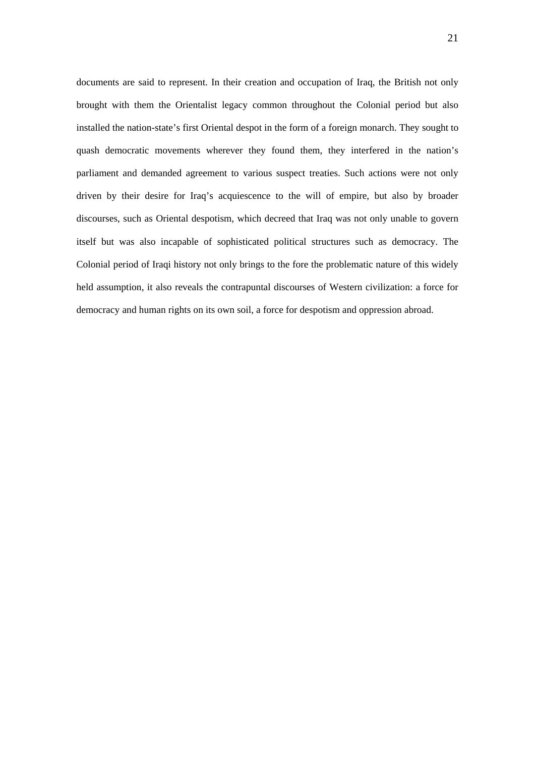documents are said to represent. In their creation and occupation of Iraq, the British not only brought with them the Orientalist legacy common throughout the Colonial period but also installed the nation-state's first Oriental despot in the form of a foreign monarch. They sought to quash democratic movements wherever they found them, they interfered in the nation's parliament and demanded agreement to various suspect treaties. Such actions were not only driven by their desire for Iraq's acquiescence to the will of empire, but also by broader discourses, such as Oriental despotism, which decreed that Iraq was not only unable to govern itself but was also incapable of sophisticated political structures such as democracy. The Colonial period of Iraqi history not only brings to the fore the problematic nature of this widely held assumption, it also reveals the contrapuntal discourses of Western civilization: a force for democracy and human rights on its own soil, a force for despotism and oppression abroad.